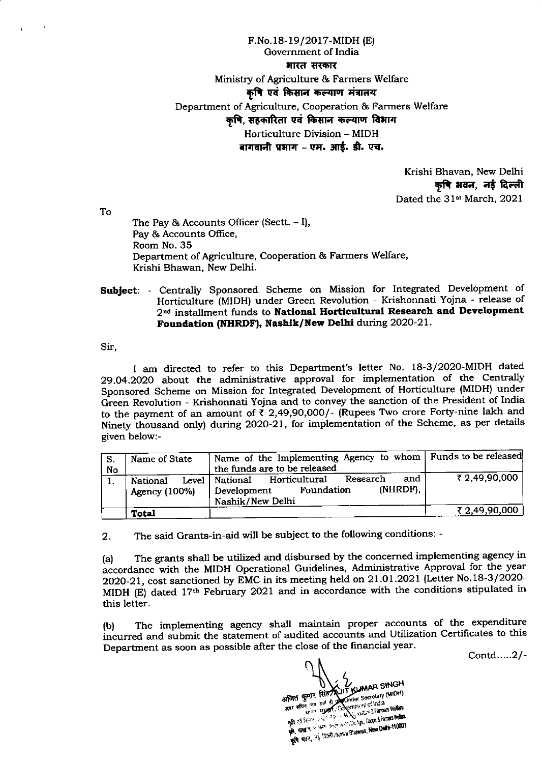F.No.18-19/2017-MIDH (E)
Government of India
भारत सरकार
Ministry of Agriculture & Farmers Welfare
कृषि एवं किसान कल्याण मंत्रालय
Department of Agriculture, Cooperation & Farmers Welfare
कृषि, सहकारिता एवं किसान कल्याण विभाग
Horticulture Division – MIDH
बागवानी प्रभाग – एम. आई. डी. एच.

Krishi Bhavan, New Delhi
कृषि भवन, नई दिल्ली
Dated the 31st March, 2021

To

The Pay & Accounts Officer (Sectt. – I),
Pay & Accounts Office,
Room No. 35
Department of Agriculture, Cooperation & Farmers Welfare,
Krishi Bhawan, New Delhi.

**Subject**: - Centrally Sponsored Scheme on Mission for Integrated Development of Horticulture (MIDH) under Green Revolution - Krishonnati Yojna - release of 2nd installment funds to **National Horticultural Research and Development Foundation (NHRDF), Nashik/New Delhi** during 2020-21.

Sir,

I am directed to refer to this Department's letter No. 18-3/2020-MIDH dated 29.04.2020 about the administrative approval for implementation of the Centrally Sponsored Scheme on Mission for Integrated Development of Horticulture (MIDH) under Green Revolution - Krishonnati Yojna and to convey the sanction of the President of India to the payment of an amount of ₹ 2,49,90,000/- (Rupees Two crore Forty-nine lakh and Ninety thousand only) during 2020-21, for implementation of the Scheme, as per details given below:-

| S. No | Name of State | Name of the Implementing Agency to whom the funds are to be released | Funds to be released |
|---|---|---|---|
| 1. | National Level Agency (100%) | National Horticultural Research and Development Foundation (NHRDF), Nashik/New Delhi | ₹ 2,49,90,000 |
| | **Total** | | ₹ 2,49,90,000 |

2. The said Grants-in-aid will be subject to the following conditions: -

(a) The grants shall be utilized and disbursed by the concerned implementing agency in accordance with the MIDH Operational Guidelines, Administrative Approval for the year 2020-21, cost sanctioned by EMC in its meeting held on 21.01.2021 (Letter No.18-3/2020-MIDH (E) dated 17th February 2021 and in accordance with the conditions stipulated in this letter.

(b) The implementing agency shall maintain proper accounts of the expenditure incurred and submit the statement of audited accounts and Utilization Certificates to this Department as soon as possible after the close of the financial year.

Contd.....2/-

अजित कुमार सिंह / AJIT KUMAR SINGH
अवर सचिव (एम.आई.डी.एच.) / Under Secretary (MIDH)
भारत सरकार / Government of India
कृषि, सहकारिता एवं किसान कल्याण विभाग / D/o Agri., Coopn. & Farmers Welfare
कृषि भवन, नई दिल्ली / Krishi Bhawan, New Delhi-110001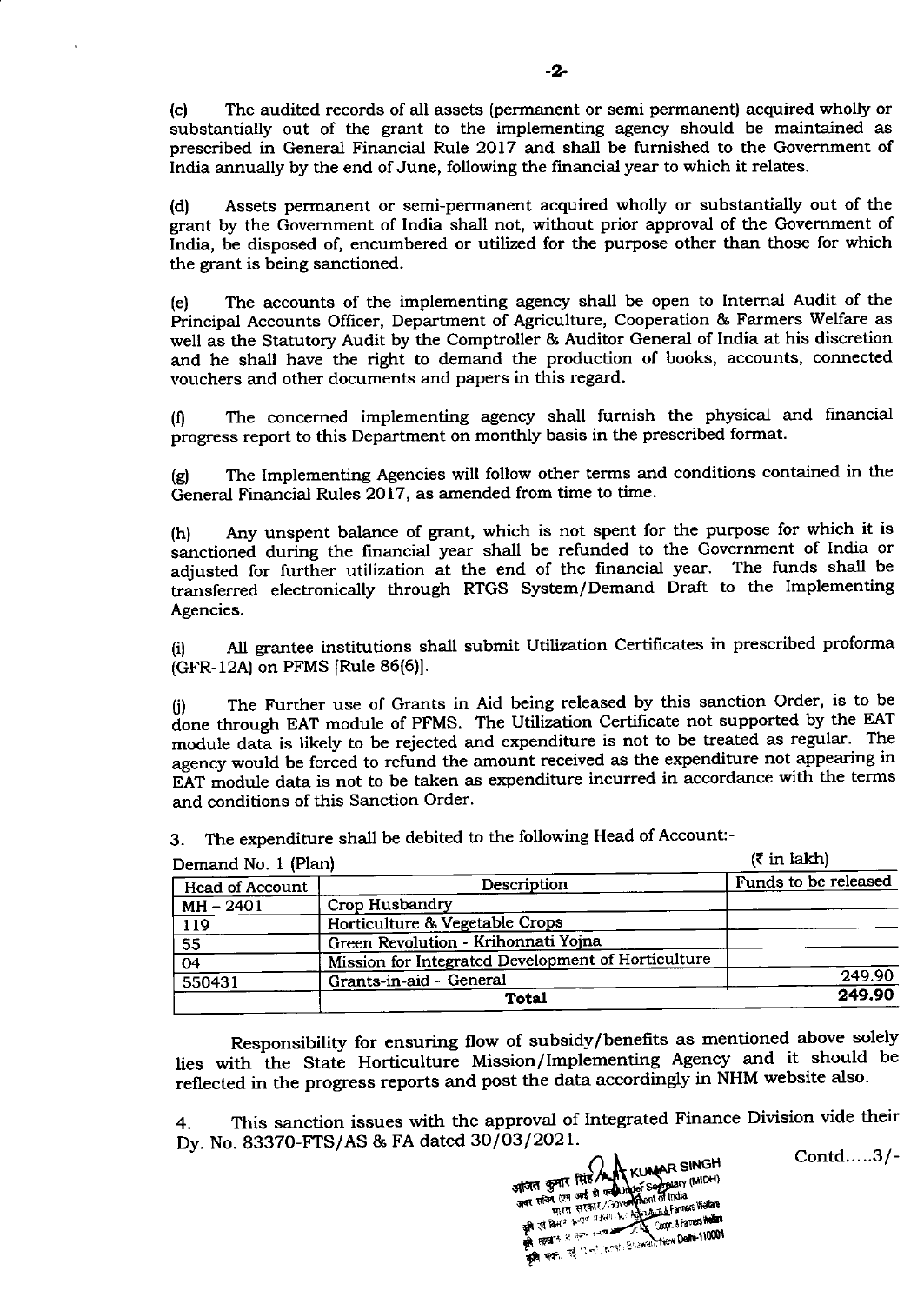(c) The audited records of all assets (permanent or semi permanent) acquired wholly or substantially out of the grant to the implementing agency should be maintained as prescribed in General Financial Rule 2017 and shall be furnished to the Government of India annually by the end of June, following the financial year to which it relates.

(d) Assets permanent or semi-permanent acquired wholly or substantially out of the grant by the Government of India shall not, without prior approval of the Government of India, be disposed of, encumbered or utilized for the purpose other than those for which the grant is being sanctioned.

(e) The accounts of the implementing agency shall be open to Internal Audit of the Principal Accounts Officer, Department of Agriculture, Cooperation & Farmers Welfare as well as the Statutory Audit by the Comptroller & Auditor General of India at his discretion and he shall have the right to demand the production of books, accounts, connected vouchers and other documents and papers in this regard.

(f) The concerned implementing agency shall furnish the physical and financial progress report to this Department on monthly basis in the prescribed format.

(g) The Implementing Agencies will follow other terms and conditions contained in the General Financial Rules 2017, as amended from time to time.

(h) Any unspent balance of grant, which is not spent for the purpose for which it is sanctioned during the financial year shall be refunded to the Government of India or adjusted for further utilization at the end of the financial year. The funds shall be transferred electronically through RTGS System/Demand Draft to the Implementing Agencies.

(i) All grantee institutions shall submit Utilization Certificates in prescribed proforma (GFR-12A) on PFMS [Rule 86(6)].

(j) The Further use of Grants in Aid being released by this sanction Order, is to be done through EAT module of PFMS. The Utilization Certificate not supported by the EAT module data is likely to be rejected and expenditure is not to be treated as regular. The agency would be forced to refund the amount received as the expenditure not appearing in EAT module data is not to be taken as expenditure incurred in accordance with the terms and conditions of this Sanction Order.

3. The expenditure shall be debited to the following Head of Account:-

Demand No. 1 (Plan) (₹ in lakh)

| Head of Account | Description | Funds to be released |
|---|---|---|
| MH – 2401 | Crop Husbandry | |
| 119 | Horticulture & Vegetable Crops | |
| 55 | Green Revolution - Krihonnati Yojna | |
| 04 | Mission for Integrated Development of Horticulture | |
| 550431 | Grants-in-aid – General | 249.90 |
| | **Total** | **249.90** |

Responsibility for ensuring flow of subsidy/benefits as mentioned above solely lies with the State Horticulture Mission/Implementing Agency and it should be reflected in the progress reports and post the data accordingly in NHM website also.

4. This sanction issues with the approval of Integrated Finance Division vide their Dy. No. 83370-FTS/AS & FA dated 30/03/2021.

अजित कुमार सिंह / AJIT KUMAR SINGH
अवर सचिव (एम आई डी एच) / Under Secretary (MIDH)
भारत सरकार / Government of India
कृषि एवं किसान कल्याण मंत्रालय / Ministry of Agriculture & Farmers Welfare
कृषि, सहकारिता एवं किसान कल्याण विभाग / Deptt. of Agri., Coopn. & Farmers Welfare
कृषि भवन, नई दिल्ली / Krishi Bhawan, New Delhi-110001

Contd.....3/-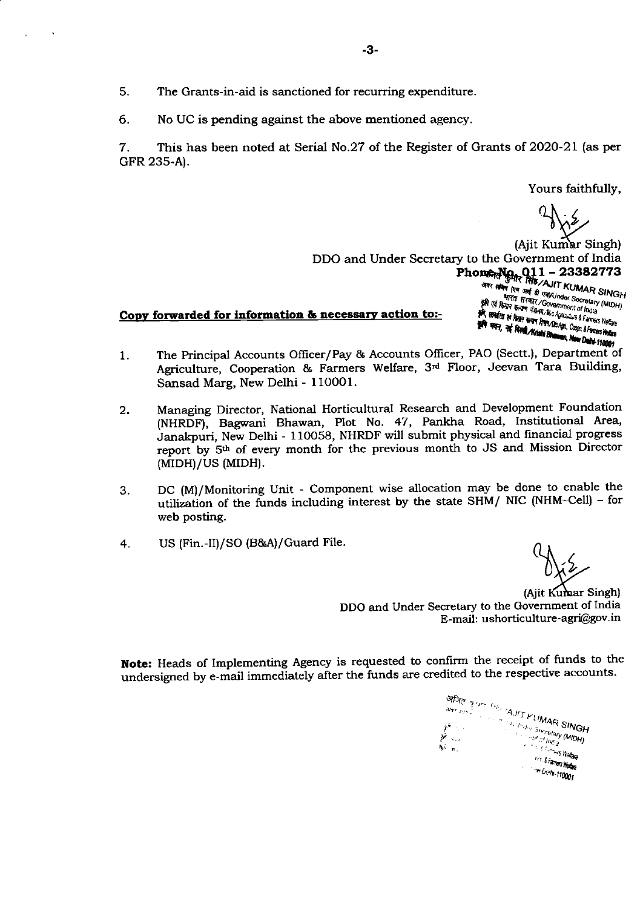5. The Grants-in-aid is sanctioned for recurring expenditure.

6. No UC is pending against the above mentioned agency.

7. This has been noted at Serial No.27 of the Register of Grants of 2020-21 (as per GFR 235-A).

Yours faithfully,

(Ajit Kumar Singh)
DDO and Under Secretary to the Government of India
Phone No. 011 - 23382773

**Copy forwarded for information & necessary action to:-**

1. The Principal Accounts Officer/Pay & Accounts Officer, PAO (Sectt.), Department of Agriculture, Cooperation & Farmers Welfare, 3rd Floor, Jeevan Tara Building, Sansad Marg, New Delhi - 110001.

2. Managing Director, National Horticultural Research and Development Foundation (NHRDF), Bagwani Bhawan, Plot No. 47, Pankha Road, Institutional Area, Janakpuri, New Delhi - 110058, NHRDF will submit physical and financial progress report by 5th of every month for the previous month to JS and Mission Director (MIDH)/US (MIDH).

3. DC (M)/Monitoring Unit - Component wise allocation may be done to enable the utilization of the funds including interest by the state SHM/ NIC (NHM-Cell) – for web posting.

4. US (Fin.-II)/SO (B&A)/Guard File.

(Ajit Kumar Singh)
DDO and Under Secretary to the Government of India
E-mail: ushorticulture-agri@gov.in

**Note:** Heads of Implementing Agency is requested to confirm the receipt of funds to the undersigned by e-mail immediately after the funds are credited to the respective accounts.